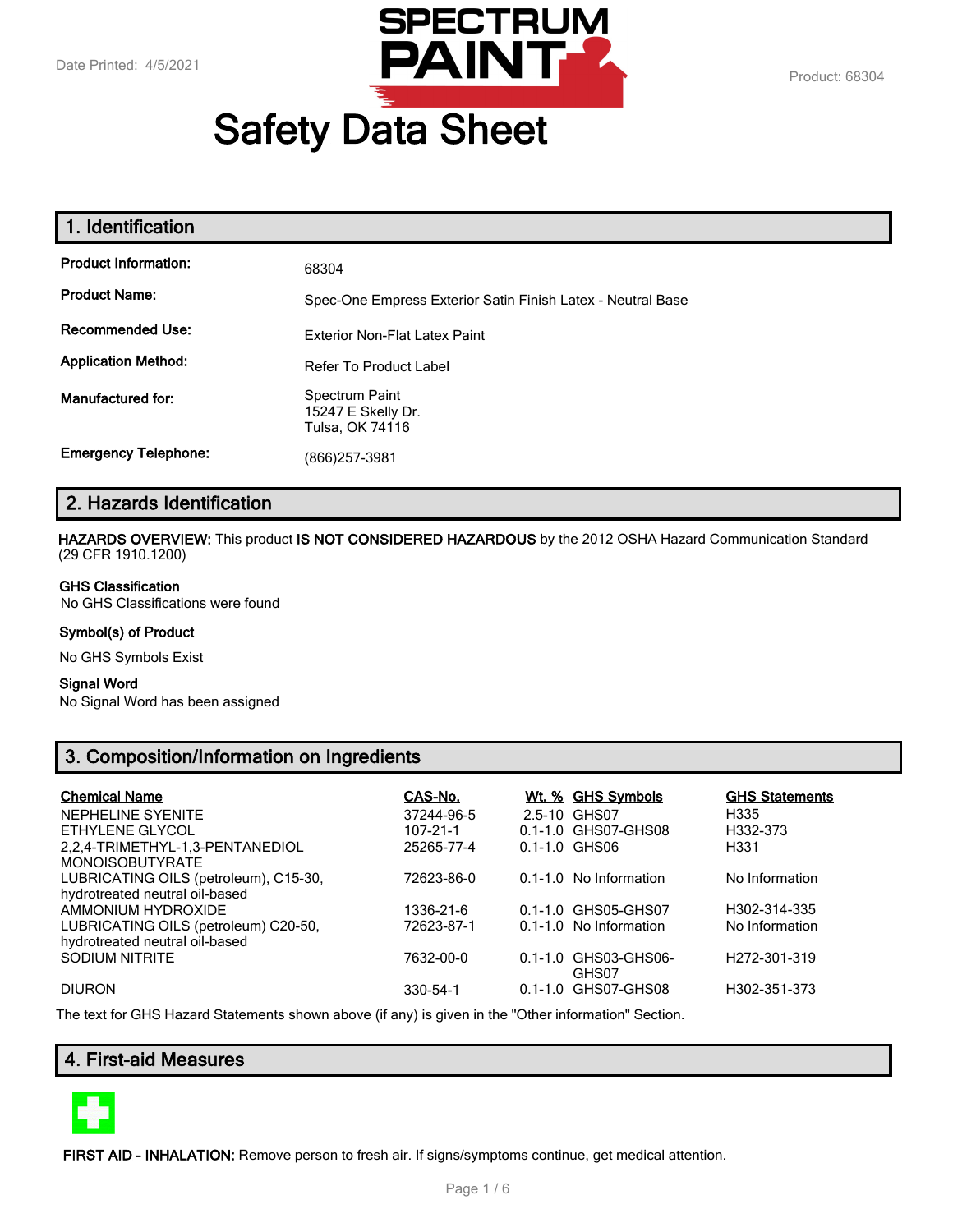Date Printed: 4/5/2021

Product: 68304

# Safety Data Sheet

## 1. Identification

| | |
|---|---|
| **Product Information:** | 68304 |
| **Product Name:** | Spec-One Empress Exterior Satin Finish Latex - Neutral Base |
| **Recommended Use:** | Exterior Non-Flat Latex Paint |
| **Application Method:** | Refer To Product Label |
| **Manufactured for:** | Spectrum Paint<br>15247 E Skelly Dr.<br>Tulsa, OK 74116 |
| **Emergency Telephone:** | (866)257-3981 |

## 2. Hazards Identification

**HAZARDS OVERVIEW:** This product **IS NOT CONSIDERED HAZARDOUS** by the 2012 OSHA Hazard Communication Standard (29 CFR 1910.1200)

**GHS Classification**
No GHS Classifications were found

**Symbol(s) of Product**

No GHS Symbols Exist

**Signal Word**
No Signal Word has been assigned

## 3. Composition/Information on Ingredients

| Chemical Name | CAS-No. | Wt. % | GHS Symbols | GHS Statements |
|---|---|---|---|---|
| NEPHELINE SYENITE | 37244-96-5 | 2.5-10 | GHS07 | H335 |
| ETHYLENE GLYCOL | 107-21-1 | 0.1-1.0 | GHS07-GHS08 | H332-373 |
| 2,2,4-TRIMETHYL-1,3-PENTANEDIOL MONOISOBUTYRATE | 25265-77-4 | 0.1-1.0 | GHS06 | H331 |
| LUBRICATING OILS (petroleum), C15-30, hydrotreated neutral oil-based | 72623-86-0 | 0.1-1.0 | No Information | No Information |
| AMMONIUM HYDROXIDE | 1336-21-6 | 0.1-1.0 | GHS05-GHS07 | H302-314-335 |
| LUBRICATING OILS (petroleum) C20-50, hydrotreated neutral oil-based | 72623-87-1 | 0.1-1.0 | No Information | No Information |
| SODIUM NITRITE | 7632-00-0 | 0.1-1.0 | GHS03-GHS06-GHS07 | H272-301-319 |
| DIURON | 330-54-1 | 0.1-1.0 | GHS07-GHS08 | H302-351-373 |

The text for GHS Hazard Statements shown above (if any) is given in the "Other information" Section.

## 4. First-aid Measures

**FIRST AID - INHALATION:** Remove person to fresh air. If signs/symptoms continue, get medical attention.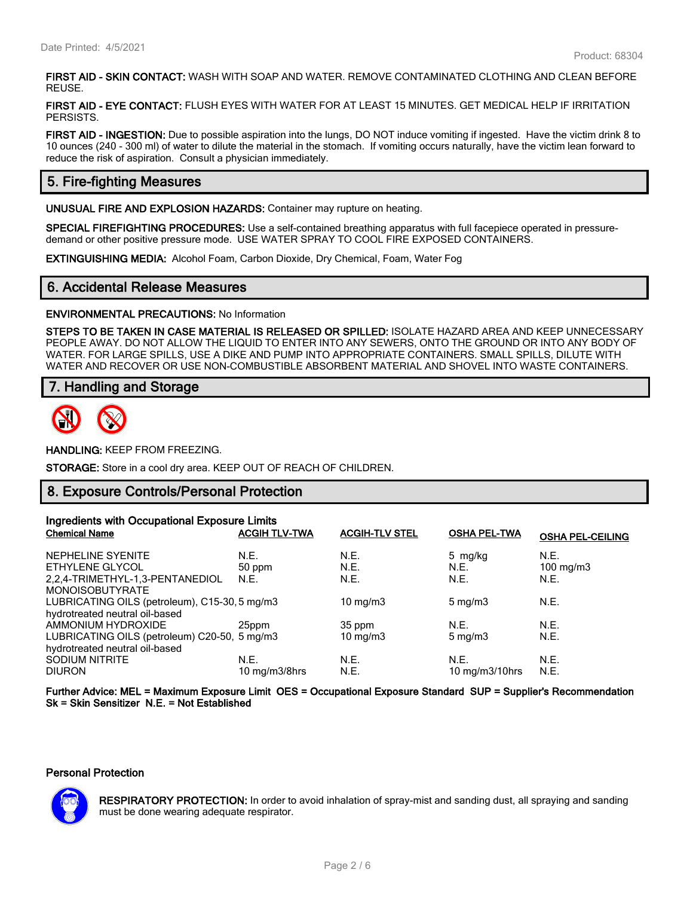**FIRST AID - SKIN CONTACT:** WASH WITH SOAP AND WATER. REMOVE CONTAMINATED CLOTHING AND CLEAN BEFORE REUSE.

**FIRST AID - EYE CONTACT:** FLUSH EYES WITH WATER FOR AT LEAST 15 MINUTES. GET MEDICAL HELP IF IRRITATION PERSISTS.

**FIRST AID - INGESTION:** Due to possible aspiration into the lungs, DO NOT induce vomiting if ingested. Have the victim drink 8 to 10 ounces (240 - 300 ml) of water to dilute the material in the stomach. If vomiting occurs naturally, have the victim lean forward to reduce the risk of aspiration. Consult a physician immediately.

## 5. Fire-fighting Measures

**UNUSUAL FIRE AND EXPLOSION HAZARDS:** Container may rupture on heating.

**SPECIAL FIREFIGHTING PROCEDURES:** Use a self-contained breathing apparatus with full facepiece operated in pressure-demand or other positive pressure mode. USE WATER SPRAY TO COOL FIRE EXPOSED CONTAINERS.

**EXTINGUISHING MEDIA:** Alcohol Foam, Carbon Dioxide, Dry Chemical, Foam, Water Fog

## 6. Accidental Release Measures

**ENVIRONMENTAL PRECAUTIONS:** No Information

**STEPS TO BE TAKEN IN CASE MATERIAL IS RELEASED OR SPILLED:** ISOLATE HAZARD AREA AND KEEP UNNECESSARY PEOPLE AWAY. DO NOT ALLOW THE LIQUID TO ENTER INTO ANY SEWERS, ONTO THE GROUND OR INTO ANY BODY OF WATER. FOR LARGE SPILLS, USE A DIKE AND PUMP INTO APPROPRIATE CONTAINERS. SMALL SPILLS, DILUTE WITH WATER AND RECOVER OR USE NON-COMBUSTIBLE ABSORBENT MATERIAL AND SHOVEL INTO WASTE CONTAINERS.

## 7. Handling and Storage

**HANDLING:** KEEP FROM FREEZING.

**STORAGE:** Store in a cool dry area. KEEP OUT OF REACH OF CHILDREN.

## 8. Exposure Controls/Personal Protection

**Ingredients with Occupational Exposure Limits**

| Chemical Name | ACGIH TLV-TWA | ACGIH-TLV STEL | OSHA PEL-TWA | OSHA PEL-CEILING |
|---|---|---|---|---|
| NEPHELINE SYENITE | N.E. | N.E. | 5 mg/kg | N.E. |
| ETHYLENE GLYCOL | 50 ppm | N.E. | N.E. | 100 mg/m3 |
| 2,2,4-TRIMETHYL-1,3-PENTANEDIOL MONOISOBUTYRATE | N.E. | N.E. | N.E. | N.E. |
| LUBRICATING OILS (petroleum), C15-30, hydrotreated neutral oil-based | 5 mg/m3 | 10 mg/m3 | 5 mg/m3 | N.E. |
| AMMONIUM HYDROXIDE | 25ppm | 35 ppm | N.E. | N.E. |
| LUBRICATING OILS (petroleum) C20-50, hydrotreated neutral oil-based | 5 mg/m3 | 10 mg/m3 | 5 mg/m3 | N.E. |
| SODIUM NITRITE | N.E. | N.E. | N.E. | N.E. |
| DIURON | 10 mg/m3/8hrs | N.E. | 10 mg/m3/10hrs | N.E. |

**Further Advice: MEL = Maximum Exposure Limit OES = Occupational Exposure Standard SUP = Supplier's Recommendation Sk = Skin Sensitizer N.E. = Not Established**

### Personal Protection

**RESPIRATORY PROTECTION:** In order to avoid inhalation of spray-mist and sanding dust, all spraying and sanding must be done wearing adequate respirator.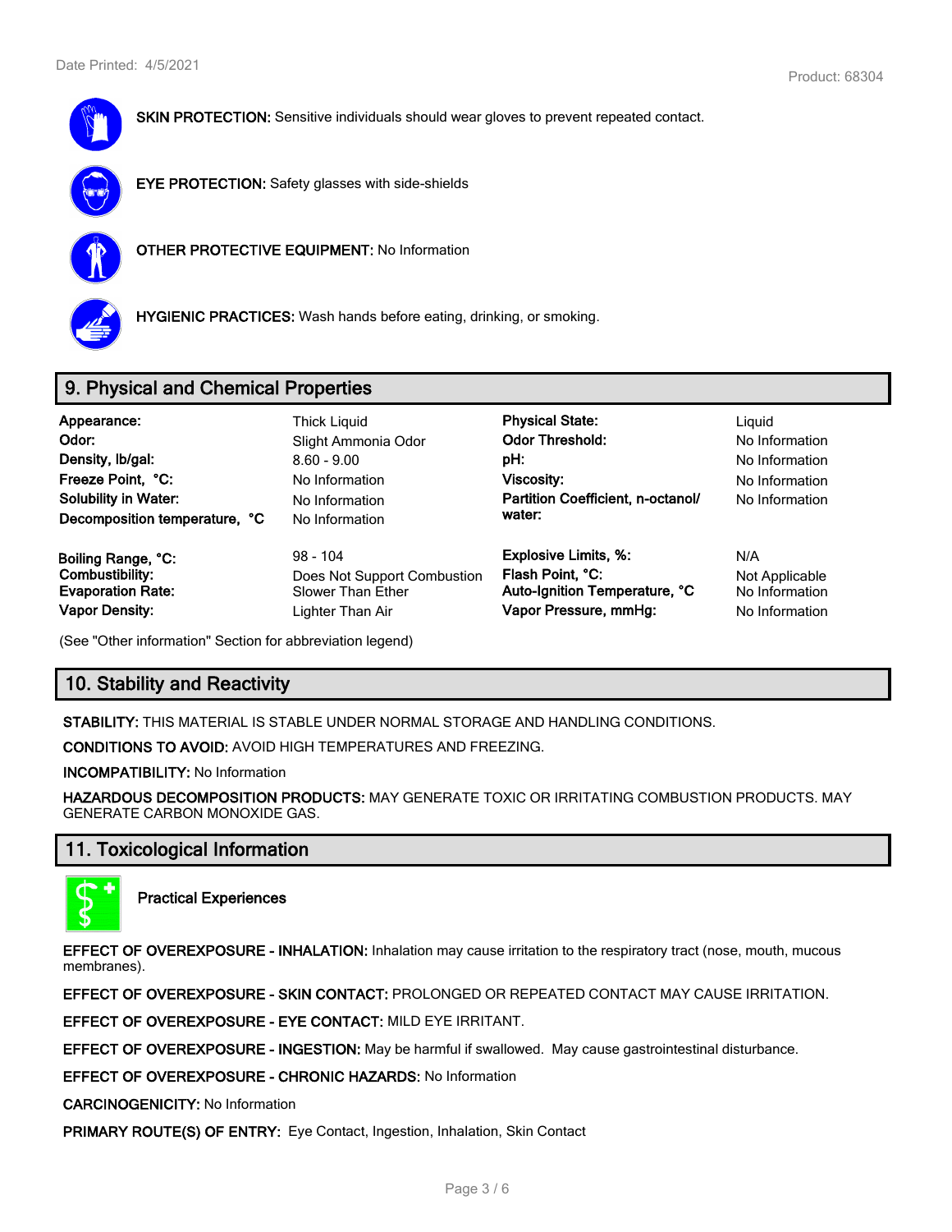**SKIN PROTECTION:** Sensitive individuals should wear gloves to prevent repeated contact.

**EYE PROTECTION:** Safety glasses with side-shields

**OTHER PROTECTIVE EQUIPMENT:** No Information

**HYGIENIC PRACTICES:** Wash hands before eating, drinking, or smoking.

## 9. Physical and Chemical Properties

| | | | |
|---|---|---|---|
| **Appearance:** | Thick Liquid | **Physical State:** | Liquid |
| **Odor:** | Slight Ammonia Odor | **Odor Threshold:** | No Information |
| **Density, lb/gal:** | 8.60 - 9.00 | **pH:** | No Information |
| **Freeze Point, °C:** | No Information | **Viscosity:** | No Information |
| **Solubility in Water:** | No Information | **Partition Coefficient, n-octanol/ water:** | No Information |
| **Decomposition temperature, °C** | No Information | | |
| **Boiling Range, °C:** | 98 - 104 | **Explosive Limits, %:** | N/A |
| **Combustibility:** | Does Not Support Combustion | **Flash Point, °C:** | Not Applicable |
| **Evaporation Rate:** | Slower Than Ether | **Auto-Ignition Temperature, °C** | No Information |
| **Vapor Density:** | Lighter Than Air | **Vapor Pressure, mmHg:** | No Information |

(See "Other information" Section for abbreviation legend)

## 10. Stability and Reactivity

**STABILITY:** THIS MATERIAL IS STABLE UNDER NORMAL STORAGE AND HANDLING CONDITIONS.

**CONDITIONS TO AVOID:** AVOID HIGH TEMPERATURES AND FREEZING.

**INCOMPATIBILITY:** No Information

**HAZARDOUS DECOMPOSITION PRODUCTS:** MAY GENERATE TOXIC OR IRRITATING COMBUSTION PRODUCTS. MAY GENERATE CARBON MONOXIDE GAS.

## 11. Toxicological Information

**Practical Experiences**

**EFFECT OF OVEREXPOSURE - INHALATION:** Inhalation may cause irritation to the respiratory tract (nose, mouth, mucous membranes).

**EFFECT OF OVEREXPOSURE - SKIN CONTACT:** PROLONGED OR REPEATED CONTACT MAY CAUSE IRRITATION.

**EFFECT OF OVEREXPOSURE - EYE CONTACT:** MILD EYE IRRITANT.

**EFFECT OF OVEREXPOSURE - INGESTION:** May be harmful if swallowed. May cause gastrointestinal disturbance.

**EFFECT OF OVEREXPOSURE - CHRONIC HAZARDS:** No Information

**CARCINOGENICITY:** No Information

**PRIMARY ROUTE(S) OF ENTRY:** Eye Contact, Ingestion, Inhalation, Skin Contact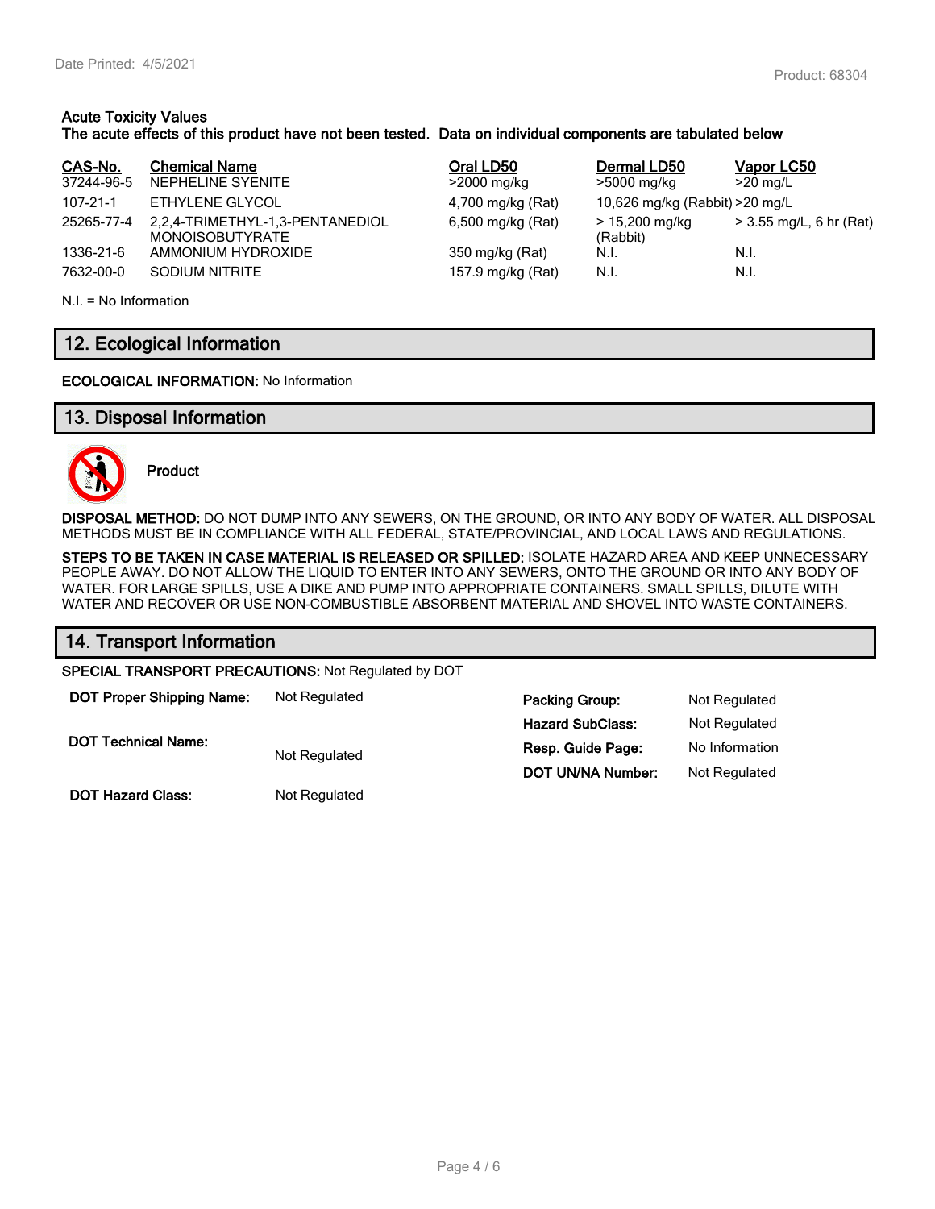**Acute Toxicity Values**
**The acute effects of this product have not been tested. Data on individual components are tabulated below**

| CAS-No. | Chemical Name | Oral LD50 | Dermal LD50 | Vapor LC50 |
|---|---|---|---|---|
| 37244-96-5 | NEPHELINE SYENITE | >2000 mg/kg | >5000 mg/kg | >20 mg/L |
| 107-21-1 | ETHYLENE GLYCOL | 4,700 mg/kg (Rat) | 10,626 mg/kg (Rabbit) | >20 mg/L |
| 25265-77-4 | 2,2,4-TRIMETHYL-1,3-PENTANEDIOL MONOISOBUTYRATE | 6,500 mg/kg (Rat) | > 15,200 mg/kg (Rabbit) | > 3.55 mg/L, 6 hr (Rat) |
| 1336-21-6 | AMMONIUM HYDROXIDE | 350 mg/kg (Rat) | N.I. | N.I. |
| 7632-00-0 | SODIUM NITRITE | 157.9 mg/kg (Rat) | N.I. | N.I. |

N.I. = No Information

## 12. Ecological Information

**ECOLOGICAL INFORMATION:** No Information

## 13. Disposal Information

**Product**

**DISPOSAL METHOD:** DO NOT DUMP INTO ANY SEWERS, ON THE GROUND, OR INTO ANY BODY OF WATER. ALL DISPOSAL METHODS MUST BE IN COMPLIANCE WITH ALL FEDERAL, STATE/PROVINCIAL, AND LOCAL LAWS AND REGULATIONS.

**STEPS TO BE TAKEN IN CASE MATERIAL IS RELEASED OR SPILLED:** ISOLATE HAZARD AREA AND KEEP UNNECESSARY PEOPLE AWAY. DO NOT ALLOW THE LIQUID TO ENTER INTO ANY SEWERS, ONTO THE GROUND OR INTO ANY BODY OF WATER. FOR LARGE SPILLS, USE A DIKE AND PUMP INTO APPROPRIATE CONTAINERS. SMALL SPILLS, DILUTE WITH WATER AND RECOVER OR USE NON-COMBUSTIBLE ABSORBENT MATERIAL AND SHOVEL INTO WASTE CONTAINERS.

## 14. Transport Information

**SPECIAL TRANSPORT PRECAUTIONS:** Not Regulated by DOT

**DOT Proper Shipping Name:** Not Regulated

**DOT Technical Name:** Not Regulated

**DOT Hazard Class:** Not Regulated

**Packing Group:** Not Regulated

**Hazard SubClass:** Not Regulated

**Resp. Guide Page:** No Information

**DOT UN/NA Number:** Not Regulated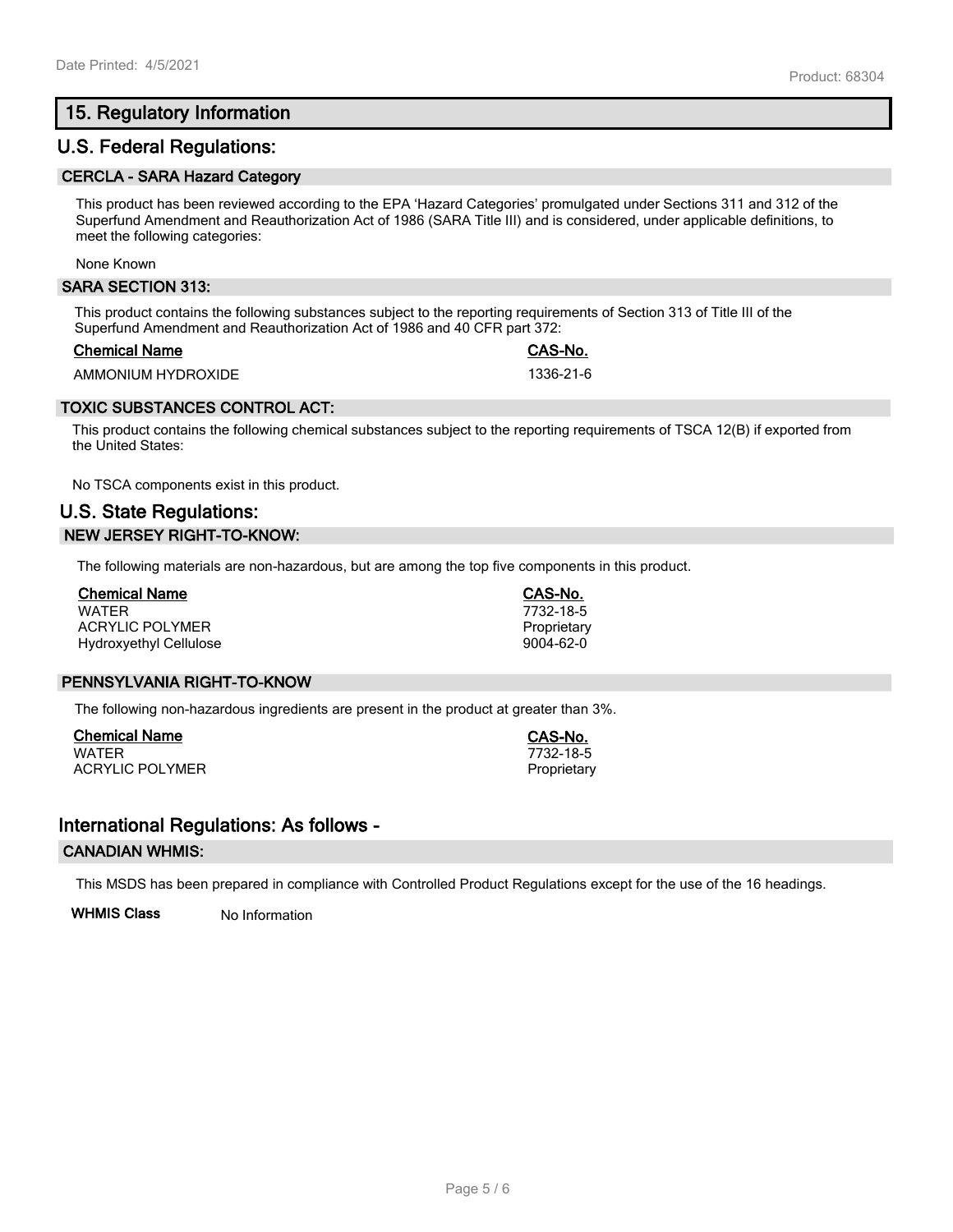## 15. Regulatory Information

### U.S. Federal Regulations:

#### CERCLA - SARA Hazard Category

This product has been reviewed according to the EPA 'Hazard Categories' promulgated under Sections 311 and 312 of the Superfund Amendment and Reauthorization Act of 1986 (SARA Title III) and is considered, under applicable definitions, to meet the following categories:

None Known

#### SARA SECTION 313:

This product contains the following substances subject to the reporting requirements of Section 313 of Title III of the Superfund Amendment and Reauthorization Act of 1986 and 40 CFR part 372:

| Chemical Name | CAS-No. |
|---|---|
| AMMONIUM HYDROXIDE | 1336-21-6 |

#### TOXIC SUBSTANCES CONTROL ACT:

This product contains the following chemical substances subject to the reporting requirements of TSCA 12(B) if exported from the United States:

No TSCA components exist in this product.

### U.S. State Regulations:

#### NEW JERSEY RIGHT-TO-KNOW:

The following materials are non-hazardous, but are among the top five components in this product.

| Chemical Name | CAS-No. |
|---|---|
| WATER | 7732-18-5 |
| ACRYLIC POLYMER | Proprietary |
| Hydroxyethyl Cellulose | 9004-62-0 |

#### PENNSYLVANIA RIGHT-TO-KNOW

The following non-hazardous ingredients are present in the product at greater than 3%.

| Chemical Name | CAS-No. |
|---|---|
| WATER | 7732-18-5 |
| ACRYLIC POLYMER | Proprietary |

### International Regulations: As follows -

#### CANADIAN WHMIS:

This MSDS has been prepared in compliance with Controlled Product Regulations except for the use of the 16 headings.

**WHMIS Class** No Information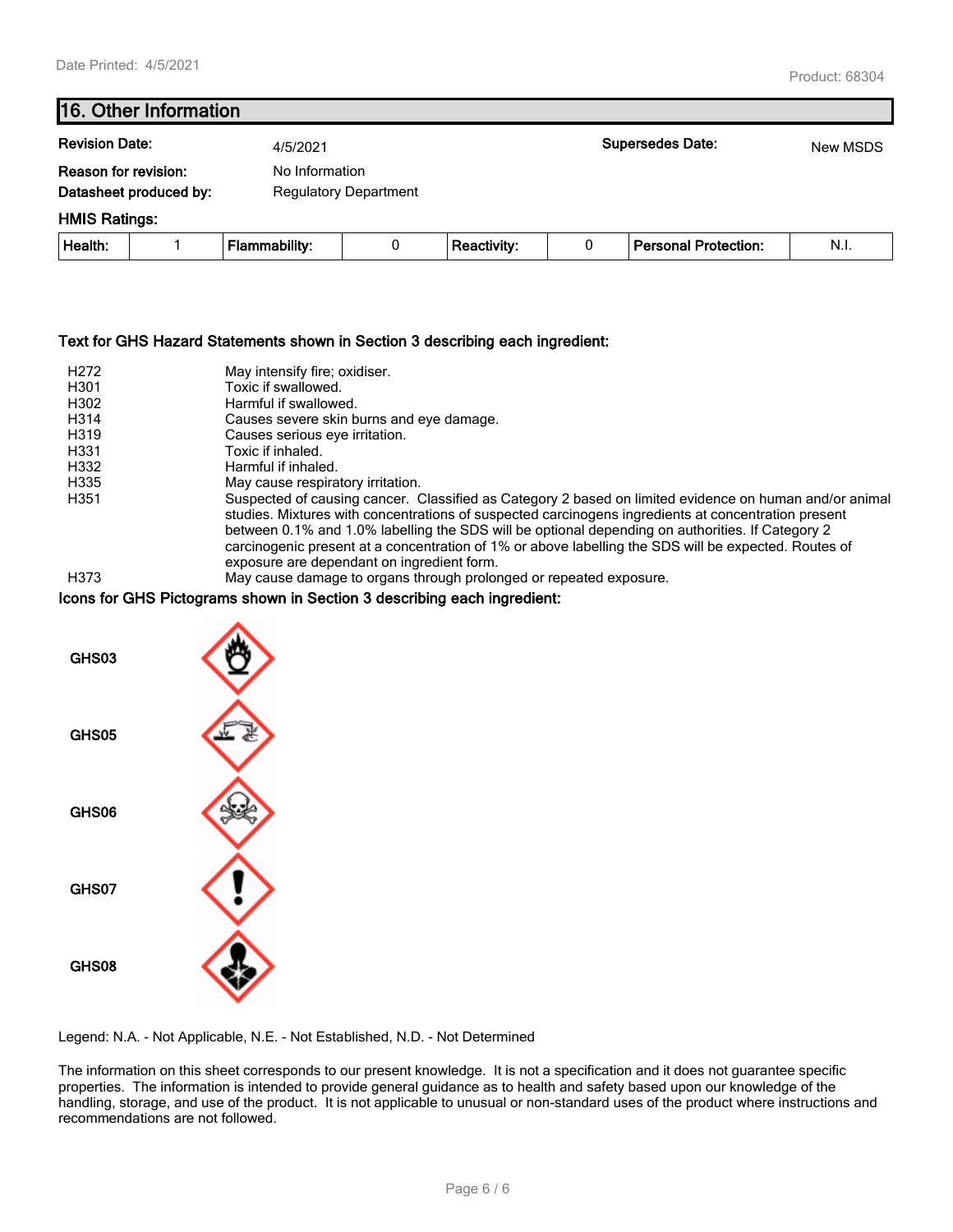## 16. Other Information

**Revision Date:** 4/5/2021 **Supersedes Date:** New MSDS

**Reason for revision:** No Information

**Datasheet produced by:** Regulatory Department

**HMIS Ratings:**

| | | | | | | | |
|---|---|---|---|---|---|---|---|
| **Health:** | 1 | **Flammability:** | 0 | **Reactivity:** | 0 | **Personal Protection:** | N.I. |

**Text for GHS Hazard Statements shown in Section 3 describing each ingredient:**

| | |
|---|---|
| H272 | May intensify fire; oxidiser. |
| H301 | Toxic if swallowed. |
| H302 | Harmful if swallowed. |
| H314 | Causes severe skin burns and eye damage. |
| H319 | Causes serious eye irritation. |
| H331 | Toxic if inhaled. |
| H332 | Harmful if inhaled. |
| H335 | May cause respiratory irritation. |
| H351 | Suspected of causing cancer. Classified as Category 2 based on limited evidence on human and/or animal studies. Mixtures with concentrations of suspected carcinogens ingredients at concentration present between 0.1% and 1.0% labelling the SDS will be optional depending on authorities. If Category 2 carcinogenic present at a concentration of 1% or above labelling the SDS will be expected. Routes of exposure are dependant on ingredient form. |
| H373 | May cause damage to organs through prolonged or repeated exposure. |

**Icons for GHS Pictograms shown in Section 3 describing each ingredient:**

GHS03

GHS05

GHS06

GHS07

GHS08

Legend: N.A. - Not Applicable, N.E. - Not Established, N.D. - Not Determined

The information on this sheet corresponds to our present knowledge. It is not a specification and it does not guarantee specific properties. The information is intended to provide general guidance as to health and safety based upon our knowledge of the handling, storage, and use of the product. It is not applicable to unusual or non-standard uses of the product where instructions and recommendations are not followed.